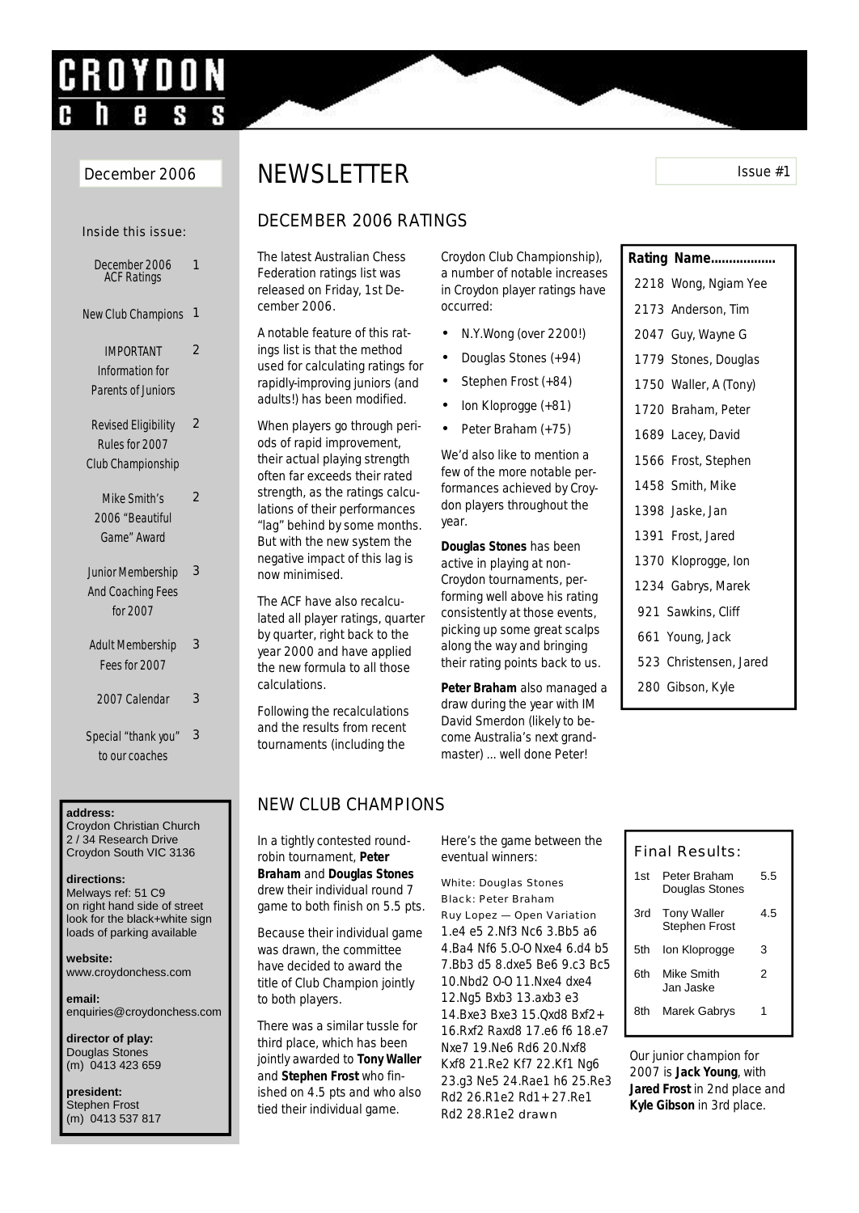# CROYDON chess

December 2006

# NEWSLETTER

Issue #1

**Inside this issue:**

| | |
|---|---|
| December 2006 ACF Ratings | 1 |
| New Club Champions | 1 |
| IMPORTANT Information for Parents of Juniors | 2 |
| Revised Eligibility Rules for 2007 Club Championship | 2 |
| Mike Smith's 2006 "Beautiful Game" Award | 2 |
| Junior Membership And Coaching Fees for 2007 | 3 |
| Adult Membership Fees for 2007 | 3 |
| 2007 Calendar | 3 |
| Special "thank you" to our coaches | 3 |

**address:**
Croydon Christian Church
2 / 34 Research Drive
Croydon South VIC 3136

**directions:**
Melways ref: 51 C9
on right hand side of street
look for the black+white sign
loads of parking available

**website:**
www.croydonchess.com

**email:**
enquiries@croydonchess.com

**director of play:**
Douglas Stones
(m) 0413 423 659

**president:**
Stephen Frost
(m) 0413 537 817

## DECEMBER 2006 RATINGS

The latest Australian Chess Federation ratings list was released on Friday, 1st December 2006.

A notable feature of this ratings list is that the method used for calculating ratings for rapidly-improving juniors (and adults!) has been modified.

When players go through periods of rapid improvement, their actual playing strength often far exceeds their rated strength, as the ratings calculations of their performances "lag" behind by some months. But with the new system the negative impact of this lag is now minimised.

The ACF have also recalculated all player ratings, quarter by quarter, right back to the year 2000 and have applied the new formula to all those calculations.

Following the recalculations and the results from recent tournaments (including the Croydon Club Championship), a number of notable increases in Croydon player ratings have occurred:

- N.Y.Wong (over 2200!)
- Douglas Stones (+94)
- Stephen Frost (+84)
- Ion Kloprogge (+81)
- Peter Braham (+75)

We'd also like to mention a few of the more notable performances achieved by Croydon players throughout the year.

**Douglas Stones** has been active in playing at non-Croydon tournaments, performing well above his rating consistently at those events, picking up some great scalps along the way and bringing their rating points back to us.

**Peter Braham** also managed a draw during the year with IM David Smerdon (likely to become Australia's next grandmaster) ... well done Peter!

| Rating | Name.................. |
|---|---|
| 2218 | Wong, Ngiam Yee |
| 2173 | Anderson, Tim |
| 2047 | Guy, Wayne G |
| 1779 | Stones, Douglas |
| 1750 | Waller, A (Tony) |
| 1720 | Braham, Peter |
| 1689 | Lacey, David |
| 1566 | Frost, Stephen |
| 1458 | Smith, Mike |
| 1398 | Jaske, Jan |
| 1391 | Frost, Jared |
| 1370 | Kloprogge, Ion |
| 1234 | Gabrys, Marek |
| 921 | Sawkins, Cliff |
| 661 | Young, Jack |
| 523 | Christensen, Jared |
| 280 | Gibson, Kyle |

## NEW CLUB CHAMPIONS

In a tightly contested round-robin tournament, **Peter Braham** and **Douglas Stones** drew their individual round 7 game to both finish on 5.5 pts.

Because their individual game was drawn, the committee have decided to award the title of Club Champion jointly to both players.

There was a similar tussle for third place, which has been jointly awarded to **Tony Waller** and **Stephen Frost** who finished on 4.5 pts and who also tied their individual game.

Here's the game between the eventual winners:

White: Douglas Stones
Black: Peter Braham
Ruy Lopez — Open Variation
1.e4 e5 2.Nf3 Nc6 3.Bb5 a6 4.Ba4 Nf6 5.O-O Nxe4 6.d4 b5 7.Bb3 d5 8.dxe5 Be6 9.c3 Bc5 10.Nbd2 O-O 11.Nxe4 dxe4 12.Ng5 Bxb3 13.axb3 e3 14.Bxe3 Bxe3 15.Qxd8 Bxf2+ 16.Rxf2 Raxd8 17.e6 f6 18.e7 Nxe7 19.Ne6 Rd6 20.Nxf8 Kxf8 21.Re2 Kf7 22.Kf1 Ng6 23.g3 Ne5 24.Rae1 h6 25.Re3 Rd2 26.R1e2 Rd1+ 27.Re1 Rd2 28.R1e2 drawn

**Final Results:**

| | | |
|---|---|---|
| 1st | Peter Braham<br>Douglas Stones | 5.5 |
| 3rd | Tony Waller<br>Stephen Frost | 4.5 |
| 5th | Ion Kloprogge | 3 |
| 6th | Mike Smith<br>Jan Jaske | 2 |
| 8th | Marek Gabrys | 1 |

Our junior champion for 2007 is **Jack Young**, with **Jared Frost** in 2nd place and **Kyle Gibson** in 3rd place.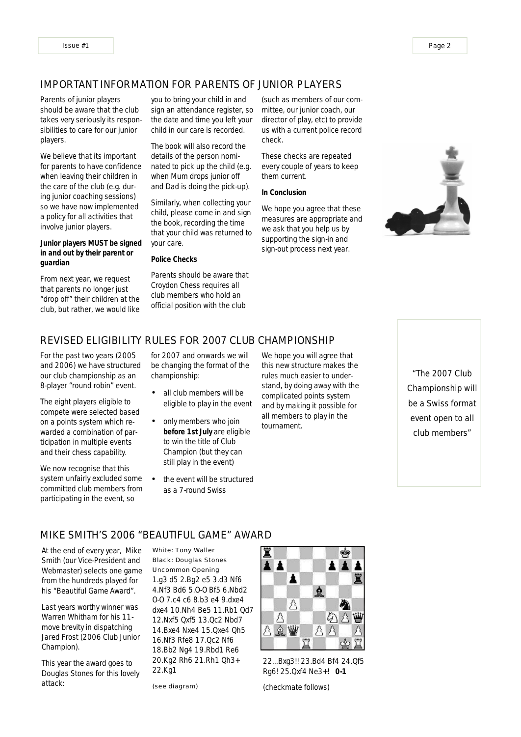## IMPORTANT INFORMATION FOR PARENTS OF JUNIOR PLAYERS

Parents of junior players should be aware that the club takes very seriously its responsibilities to care for our junior players.

We believe that its important for parents to have confidence when leaving their children in the care of the club (e.g. during junior coaching sessions) so we have now implemented a policy for all activities that involve junior players.

**Junior players MUST be signed in and out by their parent or guardian**

From next year, we request that parents no longer just "drop off" their children at the club, but rather, we would like you to bring your child in and sign an attendance register, so the date and time you left your child in our care is recorded.

The book will also record the details of the person nominated to pick up the child (e.g. when Mum drops junior off and Dad is doing the pick-up).

Similarly, when collecting your child, please come in and sign the book, recording the time that your child was returned to your care.

**Police Checks**

Parents should be aware that Croydon Chess requires all club members who hold an official position with the club (such as members of our committee, our junior coach, our director of play, etc) to provide us with a current police record check.

These checks are repeated every couple of years to keep them current.

**In Conclusion**

We hope you agree that these measures are appropriate and we ask that you help us by supporting the sign-in and sign-out process next year.

## REVISED ELIGIBILITY RULES FOR 2007 CLUB CHAMPIONSHIP

For the past two years (2005 and 2006) we have structured our club championship as an 8-player "round robin" event.

The eight players eligible to compete were selected based on a points system which rewarded a combination of participation in multiple events and their chess capability.

We now recognise that this system unfairly excluded some committed club members from participating in the event, so for 2007 and onwards we will be changing the format of the championship:

- all club members will be eligible to play in the event
- only members who join **before 1st July** are eligible to win the title of Club Champion (but they can still play in the event)
- the event will be structured as a 7-round Swiss

We hope you will agree that this new structure makes the rules much easier to understand, by doing away with the complicated points system and by making it possible for all members to play in the tournament.

"The 2007 Club Championship will be a Swiss format event open to all club members"

## MIKE SMITH'S 2006 "BEAUTIFUL GAME" AWARD

At the end of every year, Mike Smith (our Vice-President and Webmaster) selects one game from the hundreds played for his "Beautiful Game Award".

Last years worthy winner was Warren Whitham for his 11-move brevity in dispatching Jared Frost (2006 Club Junior Champion).

This year the award goes to Douglas Stones for this lovely attack:

White: Tony Waller
Black: Douglas Stones
Uncommon Opening

1.g3 d5 2.Bg2 e5 3.d3 Nf6 4.Nf3 Bd6 5.O-O Bf5 6.Nbd2 O-O 7.c4 c6 8.b3 e4 9.dxe4 dxe4 10.Nh4 Be5 11.Rb1 Qd7 12.Nxf5 Qxf5 13.Qc2 Nbd7 14.Bxe4 Nxe4 15.Qxe4 Qh5 16.Nf3 Rfe8 17.Qc2 Nf6 18.Bb2 Ng4 19.Rbd1 Re6 20.Kg2 Rh6 21.Rh1 Qh3+ 22.Kg1

(see diagram)

22...Bxg3!! 23.Bd4 Bf4 24.Qf5 Rg6! 25.Qxf4 Ne3+! **0-1**

(checkmate follows)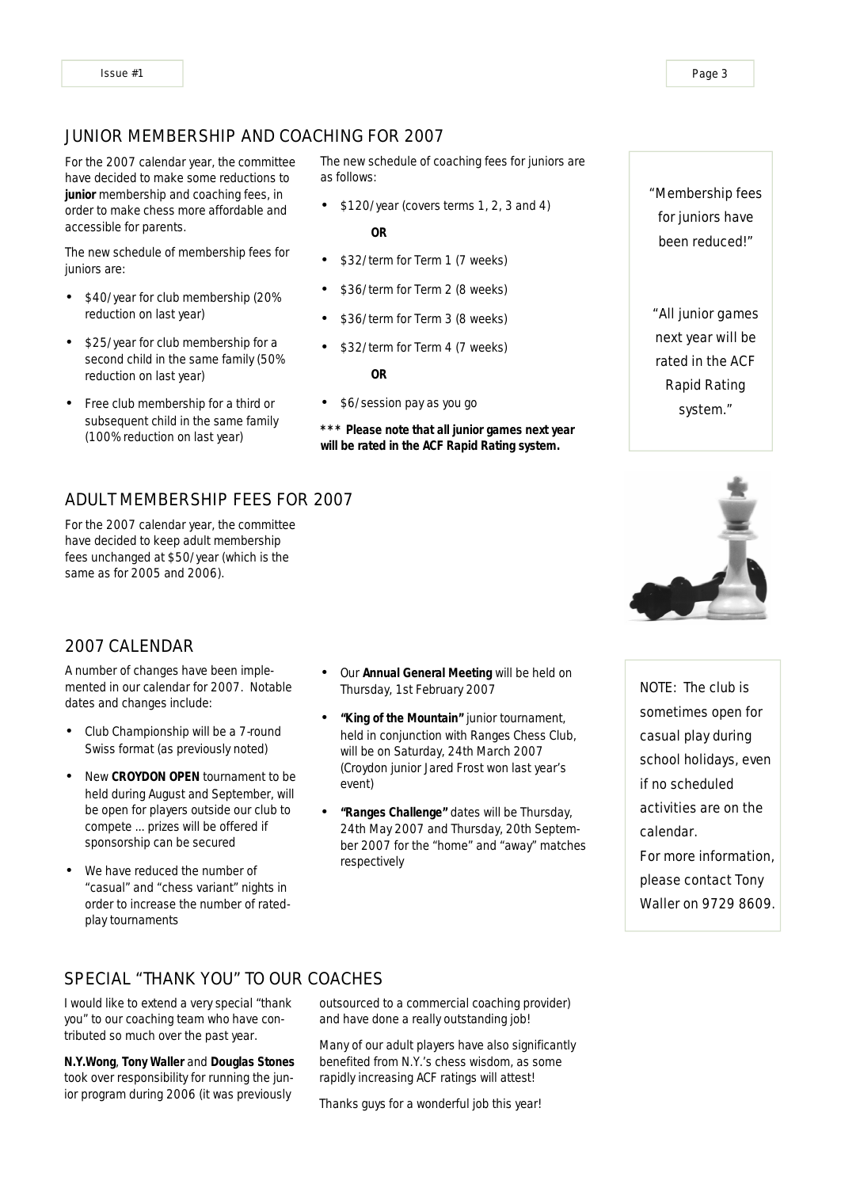## JUNIOR MEMBERSHIP AND COACHING FOR 2007

For the 2007 calendar year, the committee have decided to make some reductions to **junior** membership and coaching fees, in order to make chess more affordable and accessible for parents.

The new schedule of membership fees for juniors are:

- $40/year for club membership (20% reduction on last year)
- $25/year for club membership for a second child in the same family (50% reduction on last year)
- Free club membership for a third or subsequent child in the same family (100% reduction on last year)

The new schedule of coaching fees for juniors are as follows:

- $120/year (covers terms 1, 2, 3 and 4)

**OR**

- $32/term for Term 1 (7 weeks)
- $36/term for Term 2 (8 weeks)
- $36/term for Term 3 (8 weeks)
- $32/term for Term 4 (7 weeks)

**OR**

- $6/session pay as you go

***** Please note that all junior games next year will be rated in the ACF Rapid Rating system.**

"Membership fees for juniors have been reduced!"

"All junior games next year will be rated in the ACF Rapid Rating system."

## ADULT MEMBERSHIP FEES FOR 2007

For the 2007 calendar year, the committee have decided to keep adult membership fees unchanged at $50/year (which is the same as for 2005 and 2006).

## 2007 CALENDAR

A number of changes have been implemented in our calendar for 2007. Notable dates and changes include:

- Club Championship will be a 7-round Swiss format (as previously noted)
- New **CROYDON OPEN** tournament to be held during August and September, will be open for players outside our club to compete ... prizes will be offered if sponsorship can be secured
- We have reduced the number of "casual" and "chess variant" nights in order to increase the number of rated-play tournaments
- Our **Annual General Meeting** will be held on Thursday, 1st February 2007
- **"King of the Mountain"** junior tournament, held in conjunction with Ranges Chess Club, will be on Saturday, 24th March 2007 (Croydon junior Jared Frost won last year's event)
- **"Ranges Challenge"** dates will be Thursday, 24th May 2007 and Thursday, 20th September 2007 for the "home" and "away" matches respectively

NOTE: The club is sometimes open for casual play during school holidays, even if no scheduled activities are on the calendar.
For more information, please contact Tony Waller on 9729 8609.

## SPECIAL "THANK YOU" TO OUR COACHES

I would like to extend a very special "thank you" to our coaching team who have contributed so much over the past year.

**N.Y.Wong**, **Tony Waller** and **Douglas Stones** took over responsibility for running the junior program during 2006 (it was previously outsourced to a commercial coaching provider) and have done a really outstanding job!

Many of our adult players have also significantly benefited from N.Y.'s chess wisdom, as some rapidly increasing ACF ratings will attest!

Thanks guys for a wonderful job this year!